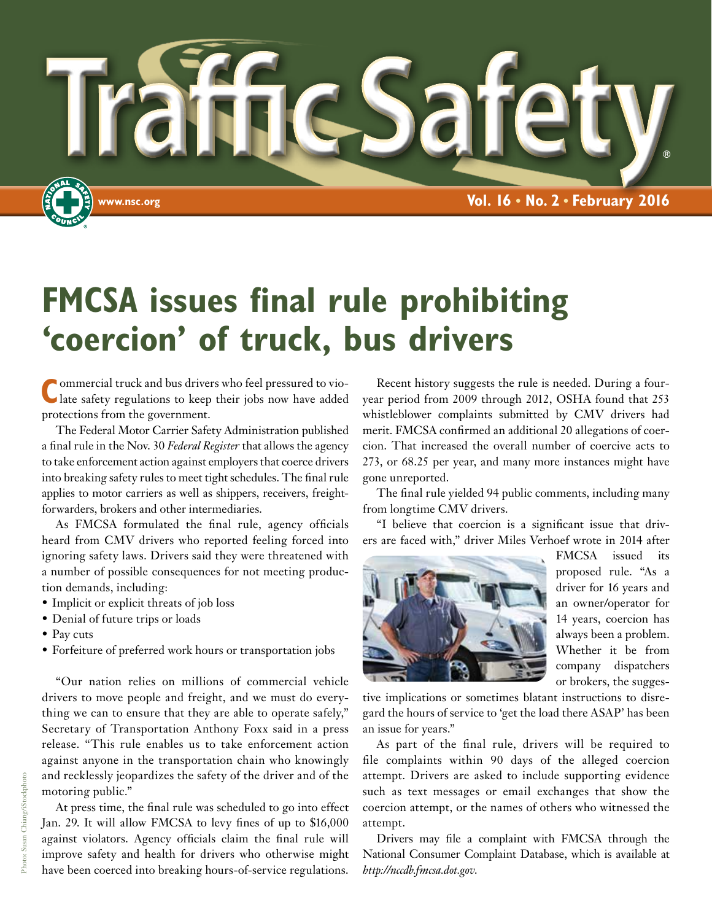# Traffic Safety

www.nsc.org

Vol. 16 • No. 2 • February 2016

## FMCSA issues final rule prohibiting 'coercion' of truck, bus drivers

Commercial truck and bus drivers who feel pressured to violate safety regulations to keep their jobs now have added protections from the government.

The Federal Motor Carrier Safety Administration published a final rule in the Nov. 30 *Federal Register* that allows the agency to take enforcement action against employers that coerce drivers into breaking safety rules to meet tight schedules. The final rule applies to motor carriers as well as shippers, receivers, freight-forwarders, brokers and other intermediaries.

As FMCSA formulated the final rule, agency officials heard from CMV drivers who reported feeling forced into ignoring safety laws. Drivers said they were threatened with a number of possible consequences for not meeting production demands, including:

- Implicit or explicit threats of job loss
- Denial of future trips or loads
- Pay cuts
- Forfeiture of preferred work hours or transportation jobs

"Our nation relies on millions of commercial vehicle drivers to move people and freight, and we must do everything we can to ensure that they are able to operate safely," Secretary of Transportation Anthony Foxx said in a press release. "This rule enables us to take enforcement action against anyone in the transportation chain who knowingly and recklessly jeopardizes the safety of the driver and of the motoring public."

At press time, the final rule was scheduled to go into effect Jan. 29. It will allow FMCSA to levy fines of up to $16,000 against violators. Agency officials claim the final rule will improve safety and health for drivers who otherwise might have been coerced into breaking hours-of-service regulations.

Recent history suggests the rule is needed. During a four-year period from 2009 through 2012, OSHA found that 253 whistleblower complaints submitted by CMV drivers had merit. FMCSA confirmed an additional 20 allegations of coercion. That increased the overall number of coercive acts to 273, or 68.25 per year, and many more instances might have gone unreported.

The final rule yielded 94 public comments, including many from longtime CMV drivers.

"I believe that coercion is a significant issue that drivers are faced with," driver Miles Verhoef wrote in 2014 after FMCSA issued its proposed rule. "As a driver for 16 years and an owner/operator for 14 years, coercion has always been a problem. Whether it be from company dispatchers or brokers, the suggestive implications or sometimes blatant instructions to disregard the hours of service to 'get the load there ASAP' has been an issue for years."

As part of the final rule, drivers will be required to file complaints within 90 days of the alleged coercion attempt. Drivers are asked to include supporting evidence such as text messages or email exchanges that show the coercion attempt, or the names of others who witnessed the attempt.

Drivers may file a complaint with FMCSA through the National Consumer Complaint Database, which is available at *http://nccdb.fmcsa.dot.gov*.

Photo: Susan Chiang/iStockphoto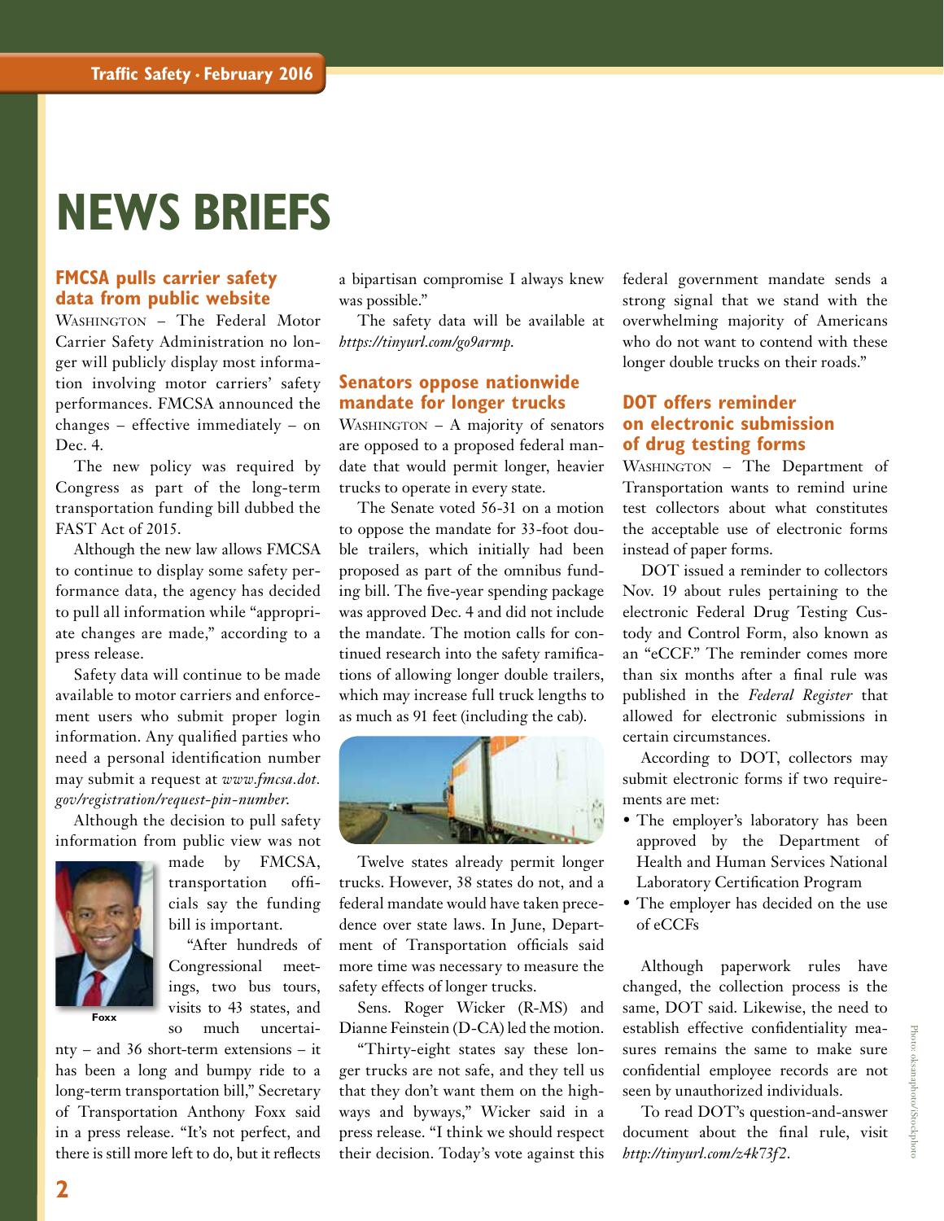# NEWS BRIEFS

## FMCSA pulls carrier safety data from public website

WASHINGTON – The Federal Motor Carrier Safety Administration no longer will publicly display most information involving motor carriers' safety performances. FMCSA announced the changes – effective immediately – on Dec. 4.

The new policy was required by Congress as part of the long-term transportation funding bill dubbed the FAST Act of 2015.

Although the new law allows FMCSA to continue to display some safety performance data, the agency has decided to pull all information while "appropriate changes are made," according to a press release.

Safety data will continue to be made available to motor carriers and enforcement users who submit proper login information. Any qualified parties who need a personal identification number may submit a request at *www.fmcsa.dot.gov/registration/request-pin-number*.

Although the decision to pull safety information from public view was not made by FMCSA, transportation officials say the funding bill is important.

Foxx

"After hundreds of Congressional meetings, two bus tours, visits to 43 states, and so much uncertainty – and 36 short-term extensions – it has been a long and bumpy ride to a long-term transportation bill," Secretary of Transportation Anthony Foxx said in a press release. "It's not perfect, and there is still more left to do, but it reflects a bipartisan compromise I always knew was possible."

The safety data will be available at *https://tinyurl.com/go9armp*.

## Senators oppose nationwide mandate for longer trucks

WASHINGTON – A majority of senators are opposed to a proposed federal mandate that would permit longer, heavier trucks to operate in every state.

The Senate voted 56-31 on a motion to oppose the mandate for 33-foot double trailers, which initially had been proposed as part of the omnibus funding bill. The five-year spending package was approved Dec. 4 and did not include the mandate. The motion calls for continued research into the safety ramifications of allowing longer double trailers, which may increase full truck lengths to as much as 91 feet (including the cab).

Twelve states already permit longer trucks. However, 38 states do not, and a federal mandate would have taken precedence over state laws. In June, Department of Transportation officials said more time was necessary to measure the safety effects of longer trucks.

Sens. Roger Wicker (R-MS) and Dianne Feinstein (D-CA) led the motion.

"Thirty-eight states say these longer trucks are not safe, and they tell us that they don't want them on the highways and byways," Wicker said in a press release. "I think we should respect their decision. Today's vote against this federal government mandate sends a strong signal that we stand with the overwhelming majority of Americans who do not want to contend with these longer double trucks on their roads."

## DOT offers reminder on electronic submission of drug testing forms

WASHINGTON – The Department of Transportation wants to remind urine test collectors about what constitutes the acceptable use of electronic forms instead of paper forms.

DOT issued a reminder to collectors Nov. 19 about rules pertaining to the electronic Federal Drug Testing Custody and Control Form, also known as an "eCCF." The reminder comes more than six months after a final rule was published in the *Federal Register* that allowed for electronic submissions in certain circumstances.

According to DOT, collectors may submit electronic forms if two requirements are met:

- The employer's laboratory has been approved by the Department of Health and Human Services National Laboratory Certification Program
- The employer has decided on the use of eCCFs

Although paperwork rules have changed, the collection process is the same, DOT said. Likewise, the need to establish effective confidentiality measures remains the same to make sure confidential employee records are not seen by unauthorized individuals.

To read DOT's question-and-answer document about the final rule, visit *http://tinyurl.com/z4k73f2*.

Photo: oksanaphoto/iStockphoto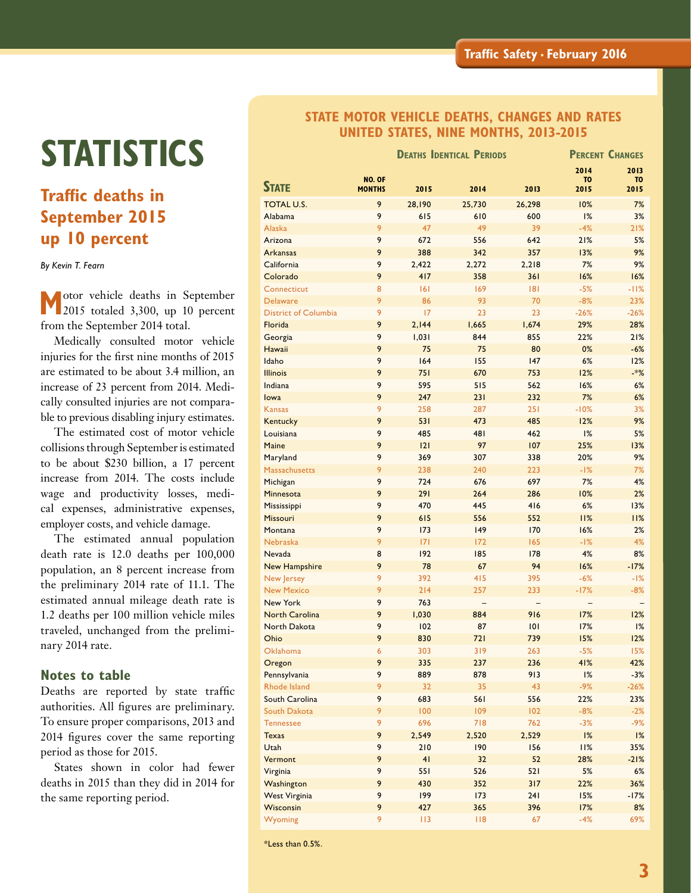# STATISTICS

## Traffic deaths in September 2015 up 10 percent

*By Kevin T. Fearn*

Motor vehicle deaths in September 2015 totaled 3,300, up 10 percent from the September 2014 total.

Medically consulted motor vehicle injuries for the first nine months of 2015 are estimated to be about 3.4 million, an increase of 23 percent from 2014. Medically consulted injuries are not comparable to previous disabling injury estimates.

The estimated cost of motor vehicle collisions through September is estimated to be about $230 billion, a 17 percent increase from 2014. The costs include wage and productivity losses, medical expenses, administrative expenses, employer costs, and vehicle damage.

The estimated annual population death rate is 12.0 deaths per 100,000 population, an 8 percent increase from the preliminary 2014 rate of 11.1. The estimated annual mileage death rate is 1.2 deaths per 100 million vehicle miles traveled, unchanged from the preliminary 2014 rate.

### Notes to table

Deaths are reported by state traffic authorities. All figures are preliminary. To ensure proper comparisons, 2013 and 2014 figures cover the same reporting period as those for 2015.

States shown in color had fewer deaths in 2015 than they did in 2014 for the same reporting period.

### STATE MOTOR VEHICLE DEATHS, CHANGES AND RATES UNITED STATES, NINE MONTHS, 2013-2015

| State | No. of Months | Deaths Identical Periods | | | Percent Changes | |
|---|---|---|---|---|---|---|
| | | 2015 | 2014 | 2013 | 2014 to 2015 | 2013 to 2015 |
| TOTAL U.S. | 9 | 28,190 | 25,730 | 26,298 | 10% | 7% |
| Alabama | 9 | 615 | 610 | 600 | 1% | 3% |
| Alaska | 9 | 47 | 49 | 39 | -4% | 21% |
| Arizona | 9 | 672 | 556 | 642 | 21% | 5% |
| Arkansas | 9 | 388 | 342 | 357 | 13% | 9% |
| California | 9 | 2,422 | 2,272 | 2,218 | 7% | 9% |
| Colorado | 9 | 417 | 358 | 361 | 16% | 16% |
| Connecticut | 8 | 161 | 169 | 181 | -5% | -11% |
| Delaware | 9 | 86 | 93 | 70 | -8% | 23% |
| District of Columbia | 9 | 17 | 23 | 23 | -26% | -26% |
| Florida | 9 | 2,144 | 1,665 | 1,674 | 29% | 28% |
| Georgia | 9 | 1,031 | 844 | 855 | 22% | 21% |
| Hawaii | 9 | 75 | 75 | 80 | 0% | -6% |
| Idaho | 9 | 164 | 155 | 147 | 6% | 12% |
| Illinois | 9 | 751 | 670 | 753 | 12% | -*% |
| Indiana | 9 | 595 | 515 | 562 | 16% | 6% |
| Iowa | 9 | 247 | 231 | 232 | 7% | 6% |
| Kansas | 9 | 258 | 287 | 251 | -10% | 3% |
| Kentucky | 9 | 531 | 473 | 485 | 12% | 9% |
| Louisiana | 9 | 485 | 481 | 462 | 1% | 5% |
| Maine | 9 | 121 | 97 | 107 | 25% | 13% |
| Maryland | 9 | 369 | 307 | 338 | 20% | 9% |
| Massachusetts | 9 | 238 | 240 | 223 | -1% | 7% |
| Michigan | 9 | 724 | 676 | 697 | 7% | 4% |
| Minnesota | 9 | 291 | 264 | 286 | 10% | 2% |
| Mississippi | 9 | 470 | 445 | 416 | 6% | 13% |
| Missouri | 9 | 615 | 556 | 552 | 11% | 11% |
| Montana | 9 | 173 | 149 | 170 | 16% | 2% |
| Nebraska | 9 | 171 | 172 | 165 | -1% | 4% |
| Nevada | 8 | 192 | 185 | 178 | 4% | 8% |
| New Hampshire | 9 | 78 | 67 | 94 | 16% | -17% |
| New Jersey | 9 | 392 | 415 | 395 | -6% | -1% |
| New Mexico | 9 | 214 | 257 | 233 | -17% | -8% |
| New York | 9 | 763 | – | – | – | – |
| North Carolina | 9 | 1,030 | 884 | 916 | 17% | 12% |
| North Dakota | 9 | 102 | 87 | 101 | 17% | 1% |
| Ohio | 9 | 830 | 721 | 739 | 15% | 12% |
| Oklahoma | 6 | 303 | 319 | 263 | -5% | 15% |
| Oregon | 9 | 335 | 237 | 236 | 41% | 42% |
| Pennsylvania | 9 | 889 | 878 | 913 | 1% | -3% |
| Rhode Island | 9 | 32 | 35 | 43 | -9% | -26% |
| South Carolina | 9 | 683 | 561 | 556 | 22% | 23% |
| South Dakota | 9 | 100 | 109 | 102 | -8% | -2% |
| Tennessee | 9 | 696 | 718 | 762 | -3% | -9% |
| Texas | 9 | 2,549 | 2,520 | 2,529 | 1% | 1% |
| Utah | 9 | 210 | 190 | 156 | 11% | 35% |
| Vermont | 9 | 41 | 32 | 52 | 28% | -21% |
| Virginia | 9 | 551 | 526 | 521 | 5% | 6% |
| Washington | 9 | 430 | 352 | 317 | 22% | 36% |
| West Virginia | 9 | 199 | 173 | 241 | 15% | -17% |
| Wisconsin | 9 | 427 | 365 | 396 | 17% | 8% |
| Wyoming | 9 | 113 | 118 | 67 | -4% | 69% |

*Less than 0.5%.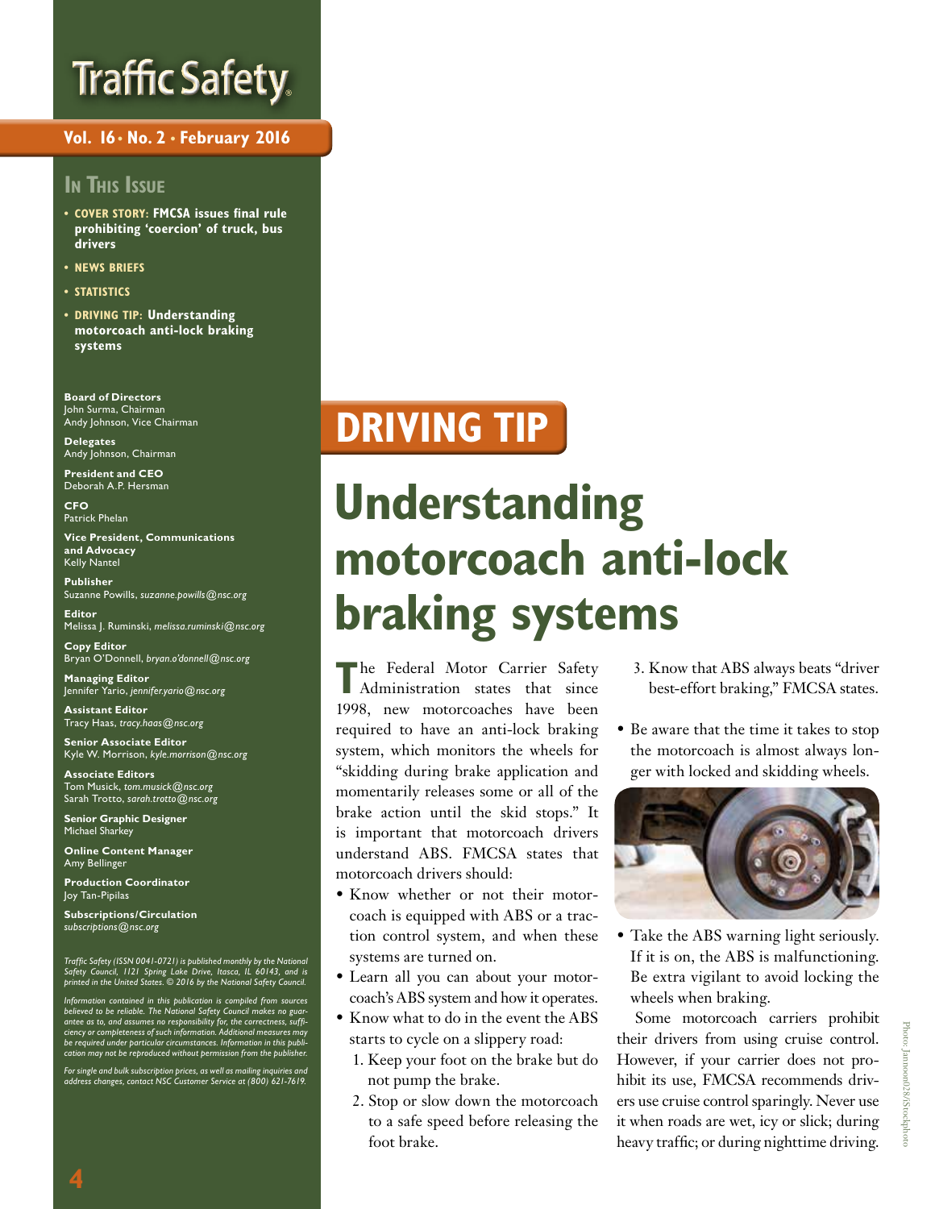# Traffic Safety

**Vol. 16 • No. 2 • February 2016**

## In This Issue

- **COVER STORY: FMCSA issues final rule prohibiting 'coercion' of truck, bus drivers**
- **NEWS BRIEFS**
- **STATISTICS**
- **DRIVING TIP: Understanding motorcoach anti-lock braking systems**

**Board of Directors**
John Surma, Chairman
Andy Johnson, Vice Chairman

**Delegates**
Andy Johnson, Chairman

**President and CEO**
Deborah A.P. Hersman

**CFO**
Patrick Phelan

**Vice President, Communications and Advocacy**
Kelly Nantel

**Publisher**
Suzanne Powills, *suzanne.powills@nsc.org*

**Editor**
Melissa J. Ruminski, *melissa.ruminski@nsc.org*

**Copy Editor**
Bryan O'Donnell, *bryan.o'donnell@nsc.org*

**Managing Editor**
Jennifer Yario, *jennifer.yario@nsc.org*

**Assistant Editor**
Tracy Haas, *tracy.haas@nsc.org*

**Senior Associate Editor**
Kyle W. Morrison, *kyle.morrison@nsc.org*

**Associate Editors**
Tom Musick, *tom.musick@nsc.org*
Sarah Trotto, *sarah.trotto@nsc.org*

**Senior Graphic Designer**
Michael Sharkey

**Online Content Manager**
Amy Bellinger

**Production Coordinator**
Joy Tan-Pipilas

**Subscriptions/Circulation**
*subscriptions@nsc.org*

*Traffic Safety (ISSN 0041-0721) is published monthly by the National Safety Council, 1121 Spring Lake Drive, Itasca, IL 60143, and is printed in the United States. © 2016 by the National Safety Council.*

*Information contained in this publication is compiled from sources believed to be reliable. The National Safety Council makes no guarantee as to, and assumes no responsibility for, the correctness, sufficiency or completeness of such information. Additional measures may be required under particular circumstances. Information in this publication may not be reproduced without permission from the publisher.*

*For single and bulk subscription prices, as well as mailing inquiries and address changes, contact NSC Customer Service at (800) 621-7619.*

## DRIVING TIP

# Understanding motorcoach anti-lock braking systems

The Federal Motor Carrier Safety Administration states that since 1998, new motorcoaches have been required to have an anti-lock braking system, which monitors the wheels for "skidding during brake application and momentarily releases some or all of the brake action until the skid stops." It is important that motorcoach drivers understand ABS. FMCSA states that motorcoach drivers should:

- Know whether or not their motorcoach is equipped with ABS or a traction control system, and when these systems are turned on.
- Learn all you can about your motorcoach's ABS system and how it operates.
- Know what to do in the event the ABS starts to cycle on a slippery road:
  1. Keep your foot on the brake but do not pump the brake.
  2. Stop or slow down the motorcoach to a safe speed before releasing the foot brake.
  3. Know that ABS always beats "driver best-effort braking," FMCSA states.
- Be aware that the time it takes to stop the motorcoach is almost always longer with locked and skidding wheels.
- Take the ABS warning light seriously. If it is on, the ABS is malfunctioning. Be extra vigilant to avoid locking the wheels when braking.

Some motorcoach carriers prohibit their drivers from using cruise control. However, if your carrier does not prohibit its use, FMCSA recommends drivers use cruise control sparingly. Never use it when roads are wet, icy or slick; during heavy traffic; or during nighttime driving.

Photo: Jannoon028/iStockphoto